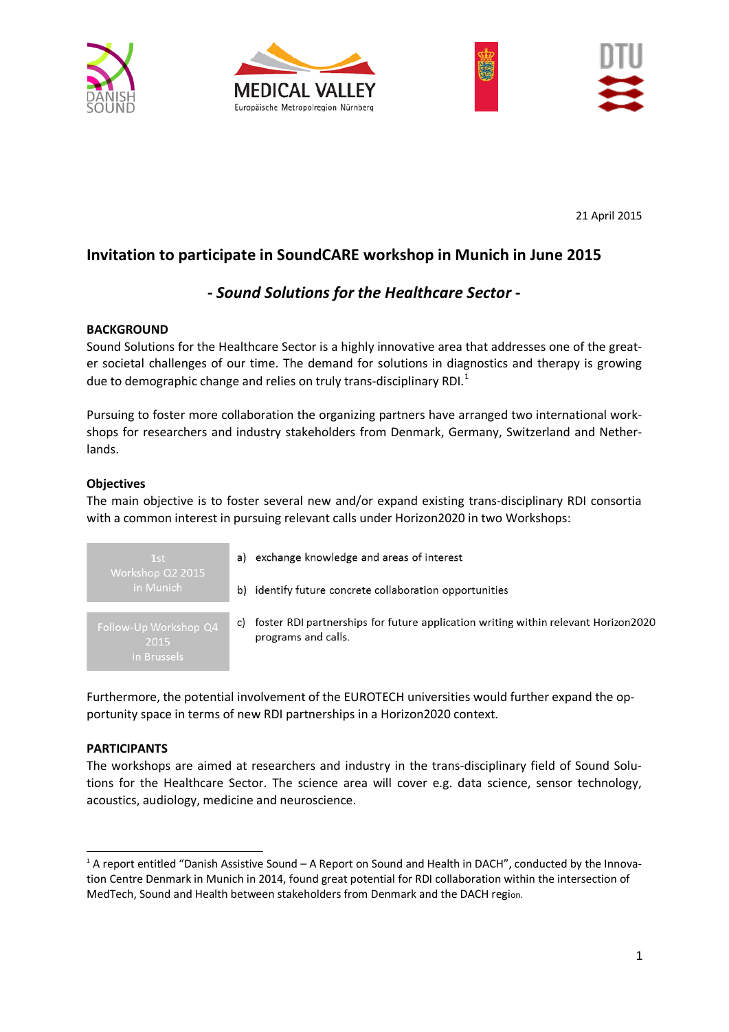21 April 2015

## Invitation to participate in SoundCARE workshop in Munich in June 2015

### *- Sound Solutions for the Healthcare Sector -*

**BACKGROUND**

Sound Solutions for the Healthcare Sector is a highly innovative area that addresses one of the greater societal challenges of our time. The demand for solutions in diagnostics and therapy is growing due to demographic change and relies on truly trans-disciplinary RDI.[1]

Pursuing to foster more collaboration the organizing partners have arranged two international workshops for researchers and industry stakeholders from Denmark, Germany, Switzerland and Netherlands.

**Objectives**

The main objective is to foster several new and/or expand existing trans-disciplinary RDI consortia with a common interest in pursuing relevant calls under Horizon2020 in two Workshops:

| | |
|---|---|
| 1st Workshop Q2 2015 in Munich | a) exchange knowledge and areas of interest<br>b) identify future concrete collaboration opportunities |
| Follow-Up Workshop Q4 2015 in Brussels | c) foster RDI partnerships for future application writing within relevant Horizon2020 programs and calls. |

Furthermore, the potential involvement of the EUROTECH universities would further expand the opportunity space in terms of new RDI partnerships in a Horizon2020 context.

**PARTICIPANTS**

The workshops are aimed at researchers and industry in the trans-disciplinary field of Sound Solutions for the Healthcare Sector. The science area will cover e.g. data science, sensor technology, acoustics, audiology, medicine and neuroscience.

---

[1] A report entitled "Danish Assistive Sound – A Report on Sound and Health in DACH", conducted by the Innovation Centre Denmark in Munich in 2014, found great potential for RDI collaboration within the intersection of MedTech, Sound and Health between stakeholders from Denmark and the DACH region.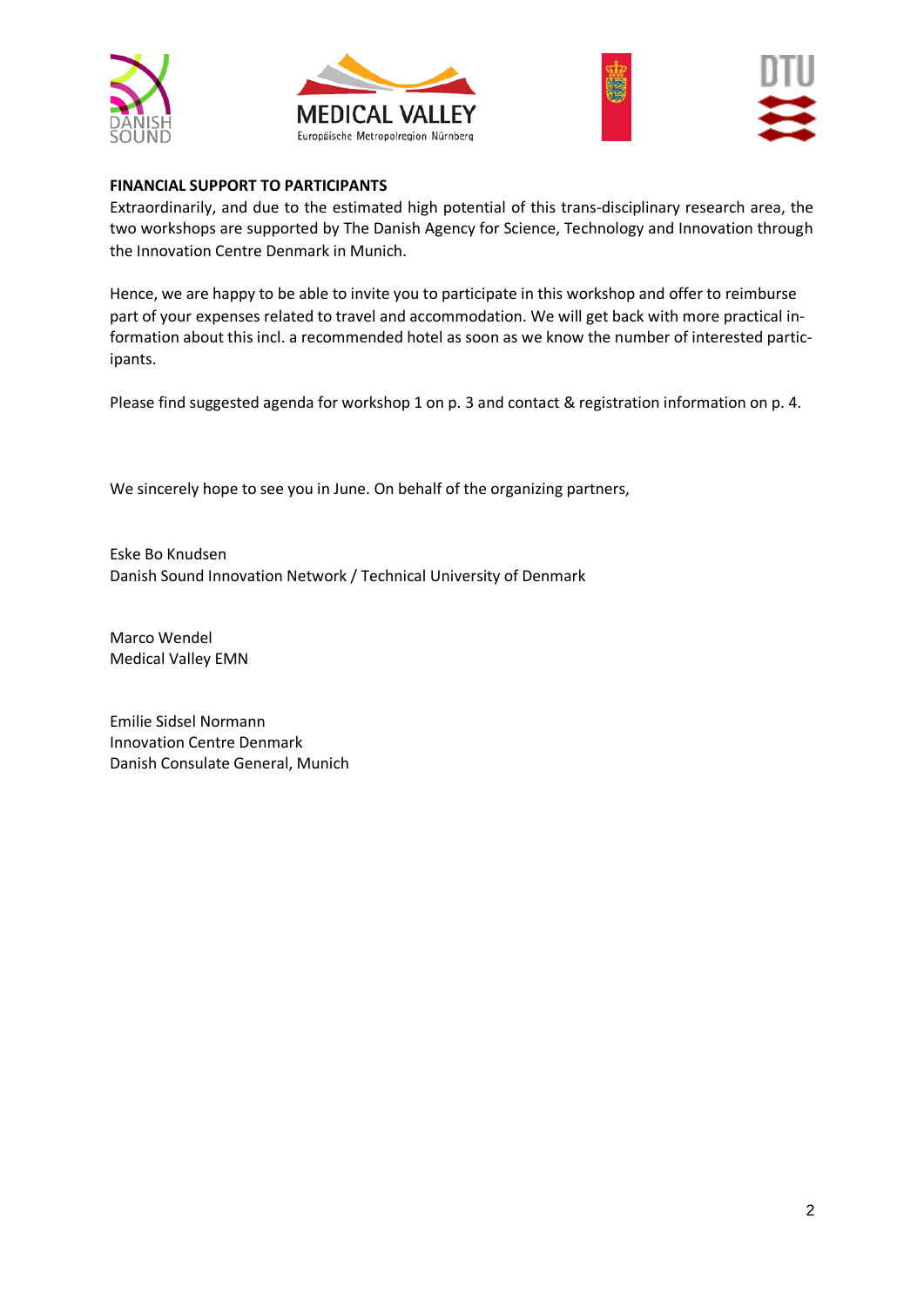**FINANCIAL SUPPORT TO PARTICIPANTS**

Extraordinarily, and due to the estimated high potential of this trans-disciplinary research area, the two workshops are supported by The Danish Agency for Science, Technology and Innovation through the Innovation Centre Denmark in Munich.

Hence, we are happy to be able to invite you to participate in this workshop and offer to reimburse part of your expenses related to travel and accommodation. We will get back with more practical information about this incl. a recommended hotel as soon as we know the number of interested participants.

Please find suggested agenda for workshop 1 on p. 3 and contact & registration information on p. 4.

We sincerely hope to see you in June. On behalf of the organizing partners,

Eske Bo Knudsen
Danish Sound Innovation Network / Technical University of Denmark

Marco Wendel
Medical Valley EMN

Emilie Sidsel Normann
Innovation Centre Denmark
Danish Consulate General, Munich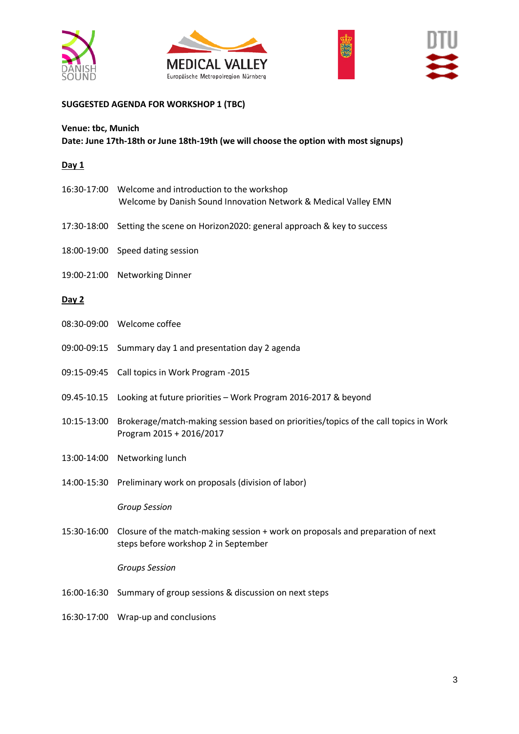**SUGGESTED AGENDA FOR WORKSHOP 1 (TBC)**

**Venue: tbc, Munich**
**Date: June 17th-18th or June 18th-19th (we will choose the option with most signups)**

**Day 1**

16:30-17:00 Welcome and introduction to the workshop
Welcome by Danish Sound Innovation Network & Medical Valley EMN

17:30-18:00 Setting the scene on Horizon2020: general approach & key to success

18:00-19:00 Speed dating session

19:00-21:00 Networking Dinner

**Day 2**

08:30-09:00 Welcome coffee

09:00-09:15 Summary day 1 and presentation day 2 agenda

09:15-09:45 Call topics in Work Program -2015

09.45-10.15 Looking at future priorities – Work Program 2016-2017 & beyond

10:15-13:00 Brokerage/match-making session based on priorities/topics of the call topics in Work Program 2015 + 2016/2017

13:00-14:00 Networking lunch

14:00-15:30 Preliminary work on proposals (division of labor)

*Group Session*

15:30-16:00 Closure of the match-making session + work on proposals and preparation of next steps before workshop 2 in September

*Groups Session*

16:00-16:30 Summary of group sessions & discussion on next steps

16:30-17:00 Wrap-up and conclusions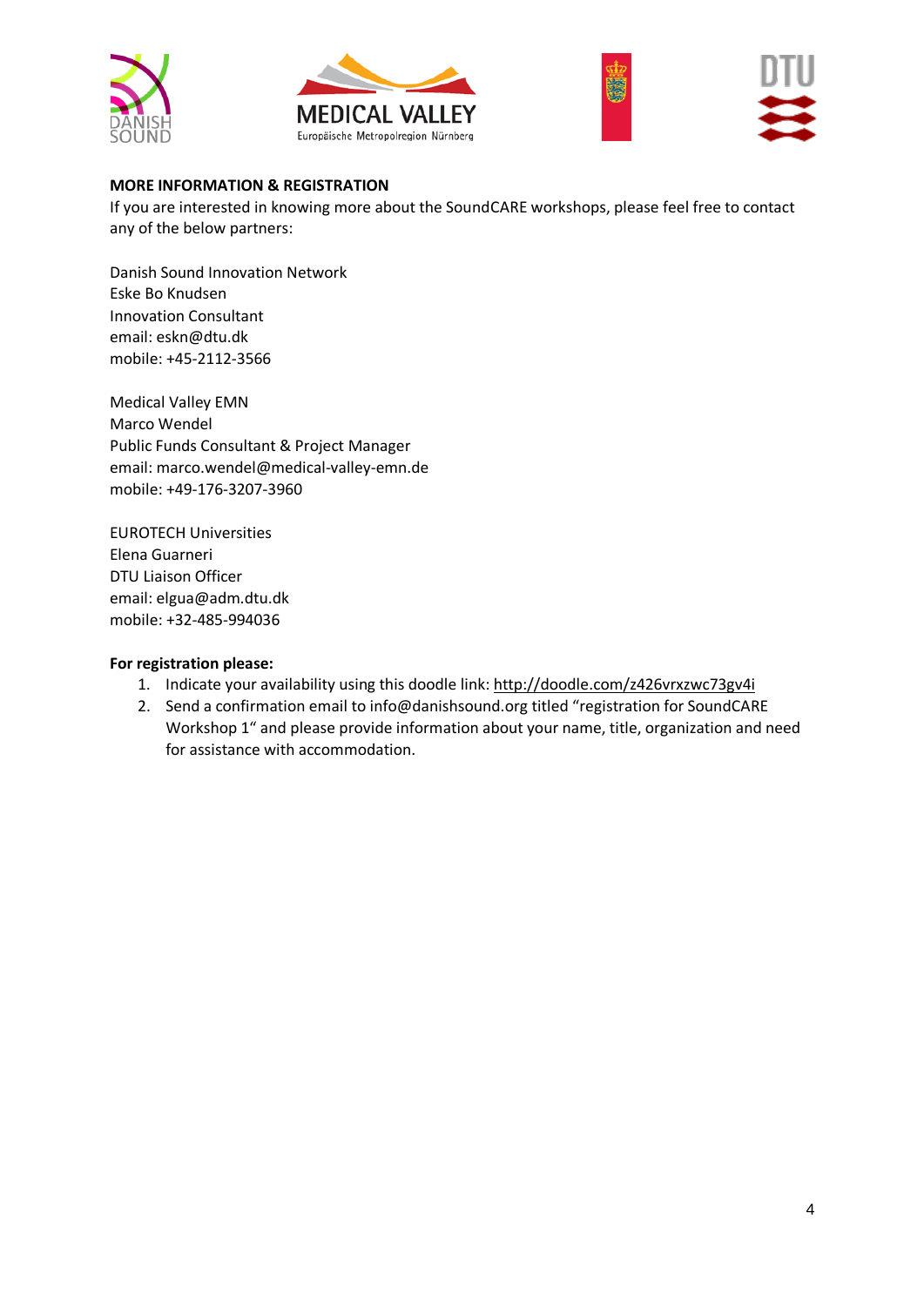## MORE INFORMATION & REGISTRATION

If you are interested in knowing more about the SoundCARE workshops, please feel free to contact any of the below partners:

Danish Sound Innovation Network
Eske Bo Knudsen
Innovation Consultant
email: eskn@dtu.dk
mobile: +45-2112-3566

Medical Valley EMN
Marco Wendel
Public Funds Consultant & Project Manager
email: marco.wendel@medical-valley-emn.de
mobile: +49-176-3207-3960

EUROTECH Universities
Elena Guarneri
DTU Liaison Officer
email: elgua@adm.dtu.dk
mobile: +32-485-994036

**For registration please:**

1. Indicate your availability using this doodle link: http://doodle.com/z426vrxzwc73gv4i
2. Send a confirmation email to info@danishsound.org titled "registration for SoundCARE Workshop 1" and please provide information about your name, title, organization and need for assistance with accommodation.